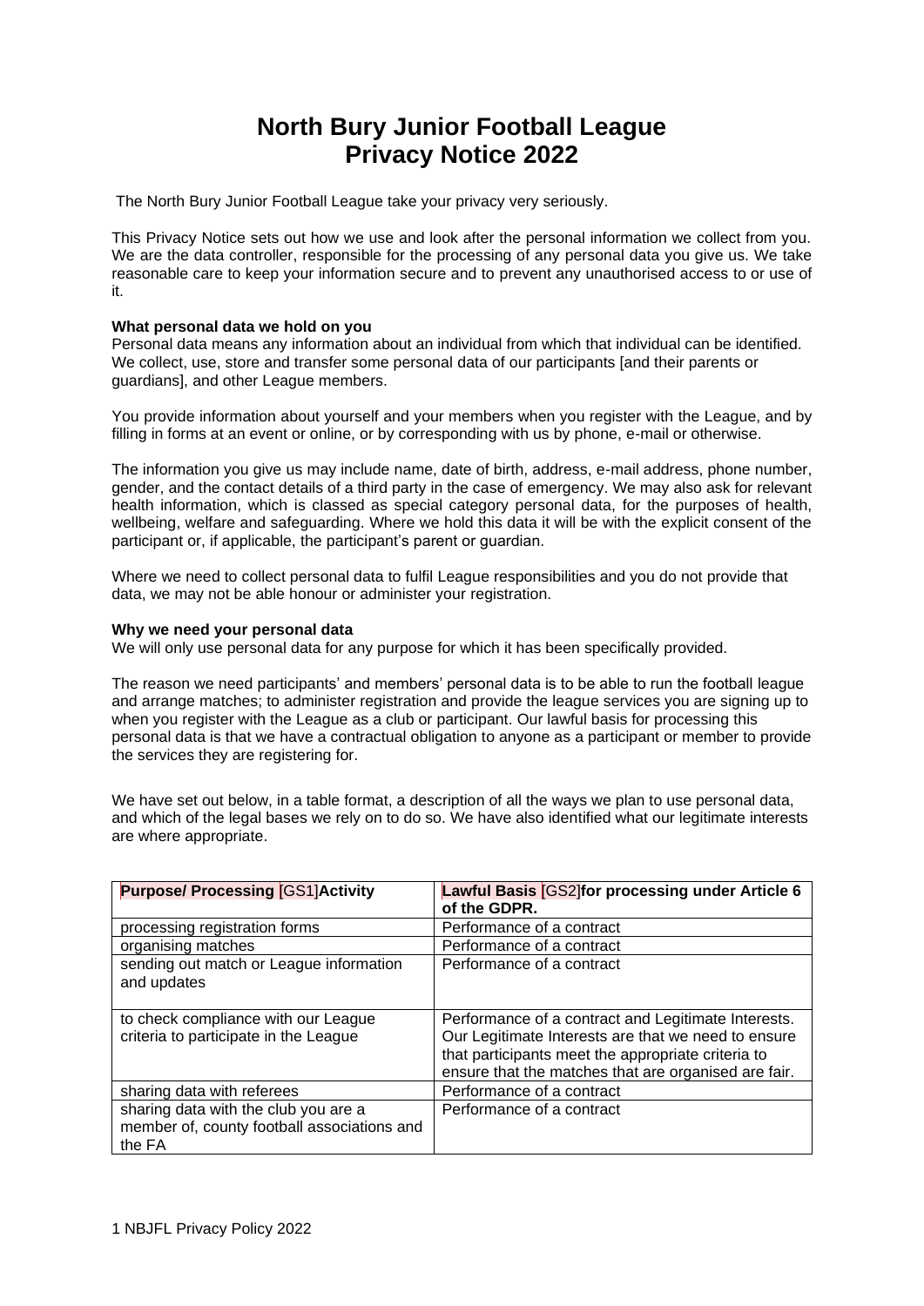# North Bury Junior Football League
# Privacy Notice 2022

The North Bury Junior Football League take your privacy very seriously.

This Privacy Notice sets out how we use and look after the personal information we collect from you. We are the data controller, responsible for the processing of any personal data you give us. We take reasonable care to keep your information secure and to prevent any unauthorised access to or use of it.

**What personal data we hold on you**
Personal data means any information about an individual from which that individual can be identified. We collect, use, store and transfer some personal data of our participants [and their parents or guardians], and other League members.

You provide information about yourself and your members when you register with the League, and by filling in forms at an event or online, or by corresponding with us by phone, e-mail or otherwise.

The information you give us may include name, date of birth, address, e-mail address, phone number, gender, and the contact details of a third party in the case of emergency. We may also ask for relevant health information, which is classed as special category personal data, for the purposes of health, wellbeing, welfare and safeguarding. Where we hold this data it will be with the explicit consent of the participant or, if applicable, the participant's parent or guardian.

Where we need to collect personal data to fulfil League responsibilities and you do not provide that data, we may not be able honour or administer your registration.

**Why we need your personal data**
We will only use personal data for any purpose for which it has been specifically provided.

The reason we need participants' and members' personal data is to be able to run the football league and arrange matches; to administer registration and provide the league services you are signing up to when you register with the League as a club or participant. Our lawful basis for processing this personal data is that we have a contractual obligation to anyone as a participant or member to provide the services they are registering for.

We have set out below, in a table format, a description of all the ways we plan to use personal data, and which of the legal bases we rely on to do so. We have also identified what our legitimate interests are where appropriate.

| **Purpose/ Processing** [GS1]**Activity** | **Lawful Basis** [GS2]**for processing under Article 6 of the GDPR.** |
|---|---|
| processing registration forms | Performance of a contract |
| organising matches | Performance of a contract |
| sending out match or League information and updates | Performance of a contract |
| to check compliance with our League criteria to participate in the League | Performance of a contract and Legitimate Interests. Our Legitimate Interests are that we need to ensure that participants meet the appropriate criteria to ensure that the matches that are organised are fair. |
| sharing data with referees | Performance of a contract |
| sharing data with the club you are a member of, county football associations and the FA | Performance of a contract |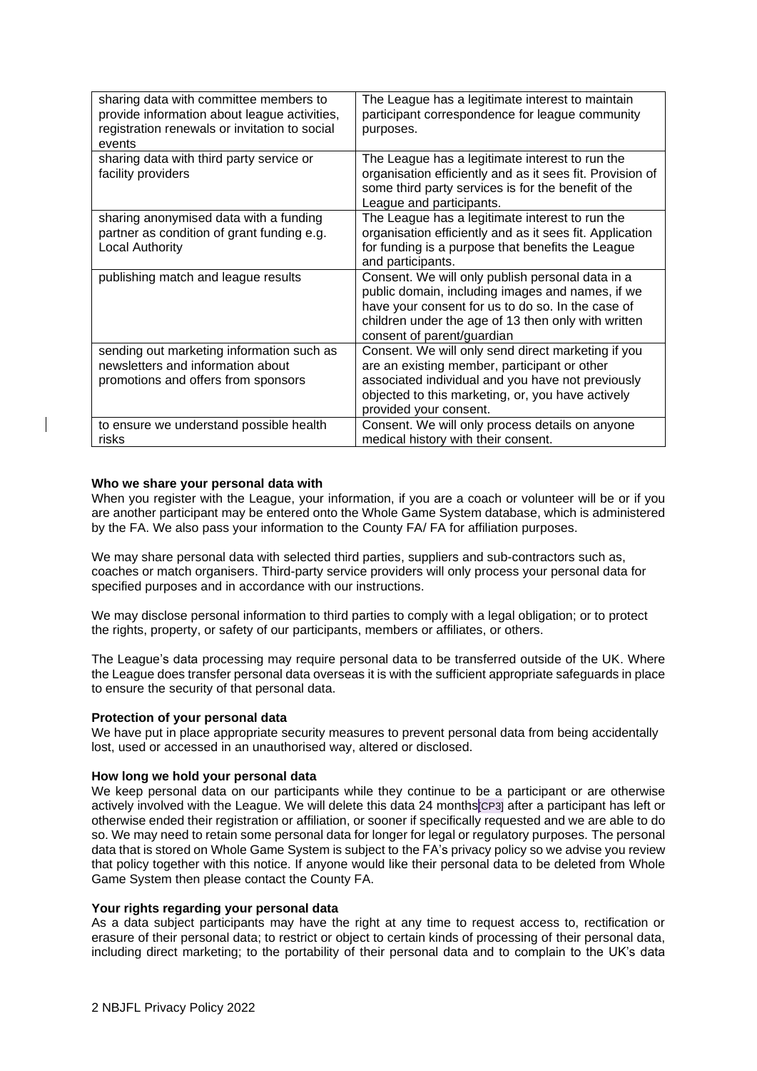| sharing data with committee members to provide information about league activities, registration renewals or invitation to social events | The League has a legitimate interest to maintain participant correspondence for league community purposes. |
|---|---|
| sharing data with third party service or facility providers | The League has a legitimate interest to run the organisation efficiently and as it sees fit. Provision of some third party services is for the benefit of the League and participants. |
| sharing anonymised data with a funding partner as condition of grant funding e.g. Local Authority | The League has a legitimate interest to run the organisation efficiently and as it sees fit. Application for funding is a purpose that benefits the League and participants. |
| publishing match and league results | Consent. We will only publish personal data in a public domain, including images and names, if we have your consent for us to do so. In the case of children under the age of 13 then only with written consent of parent/guardian |
| sending out marketing information such as newsletters and information about promotions and offers from sponsors | Consent. We will only send direct marketing if you are an existing member, participant or other associated individual and you have not previously objected to this marketing, or, you have actively provided your consent. |
| to ensure we understand possible health risks | Consent. We will only process details on anyone medical history with their consent. |

**Who we share your personal data with**

When you register with the League, your information, if you are a coach or volunteer will be or if you are another participant may be entered onto the Whole Game System database, which is administered by the FA. We also pass your information to the County FA/ FA for affiliation purposes.

We may share personal data with selected third parties, suppliers and sub-contractors such as, coaches or match organisers. Third-party service providers will only process your personal data for specified purposes and in accordance with our instructions.

We may disclose personal information to third parties to comply with a legal obligation; or to protect the rights, property, or safety of our participants, members or affiliates, or others.

The League's data processing may require personal data to be transferred outside of the UK. Where the League does transfer personal data overseas it is with the sufficient appropriate safeguards in place to ensure the security of that personal data.

**Protection of your personal data**

We have put in place appropriate security measures to prevent personal data from being accidentally lost, used or accessed in an unauthorised way, altered or disclosed.

**How long we hold your personal data**

We keep personal data on our participants while they continue to be a participant or are otherwise actively involved with the League. We will delete this data 24 months[CP3] after a participant has left or otherwise ended their registration or affiliation, or sooner if specifically requested and we are able to do so. We may need to retain some personal data for longer for legal or regulatory purposes. The personal data that is stored on Whole Game System is subject to the FA's privacy policy so we advise you review that policy together with this notice. If anyone would like their personal data to be deleted from Whole Game System then please contact the County FA.

**Your rights regarding your personal data**

As a data subject participants may have the right at any time to request access to, rectification or erasure of their personal data; to restrict or object to certain kinds of processing of their personal data, including direct marketing; to the portability of their personal data and to complain to the UK's data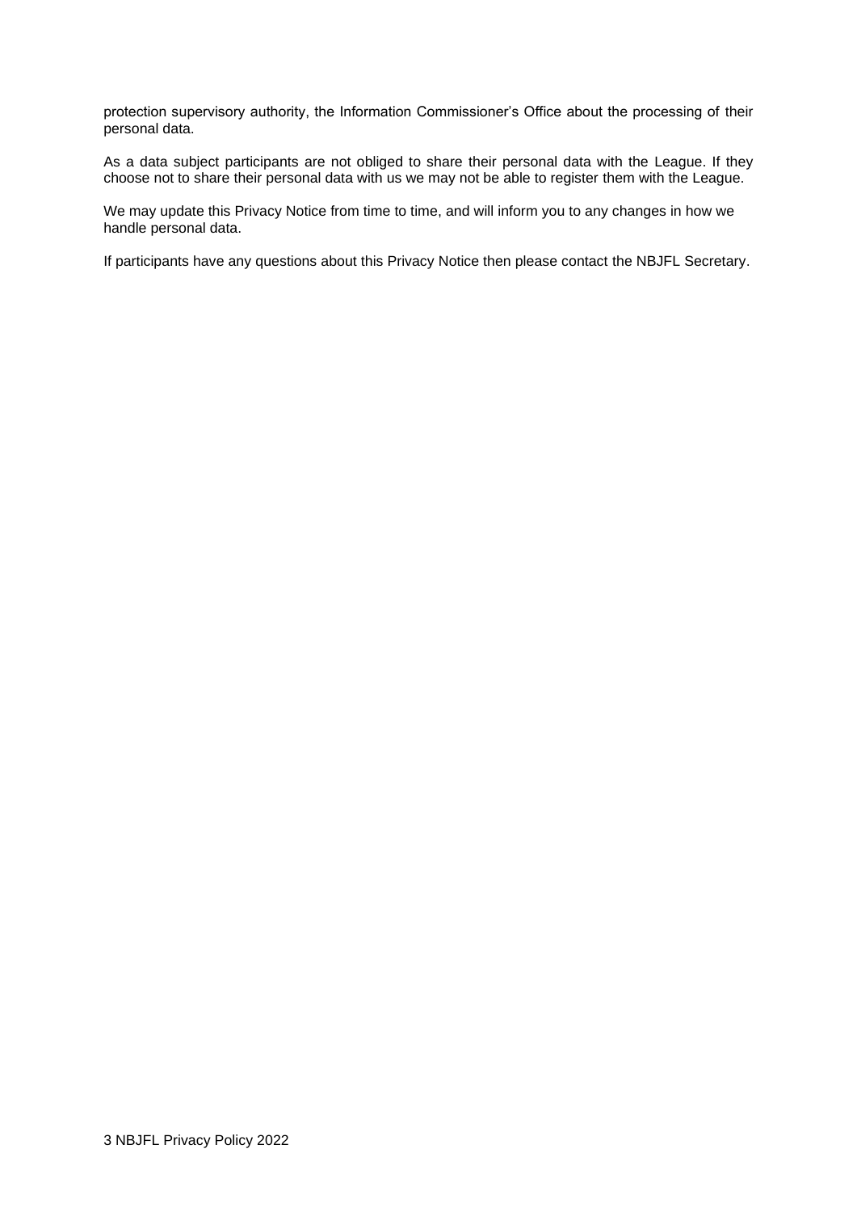protection supervisory authority, the Information Commissioner's Office about the processing of their personal data.

As a data subject participants are not obliged to share their personal data with the League. If they choose not to share their personal data with us we may not be able to register them with the League.

We may update this Privacy Notice from time to time, and will inform you to any changes in how we handle personal data.

If participants have any questions about this Privacy Notice then please contact the NBJFL Secretary.